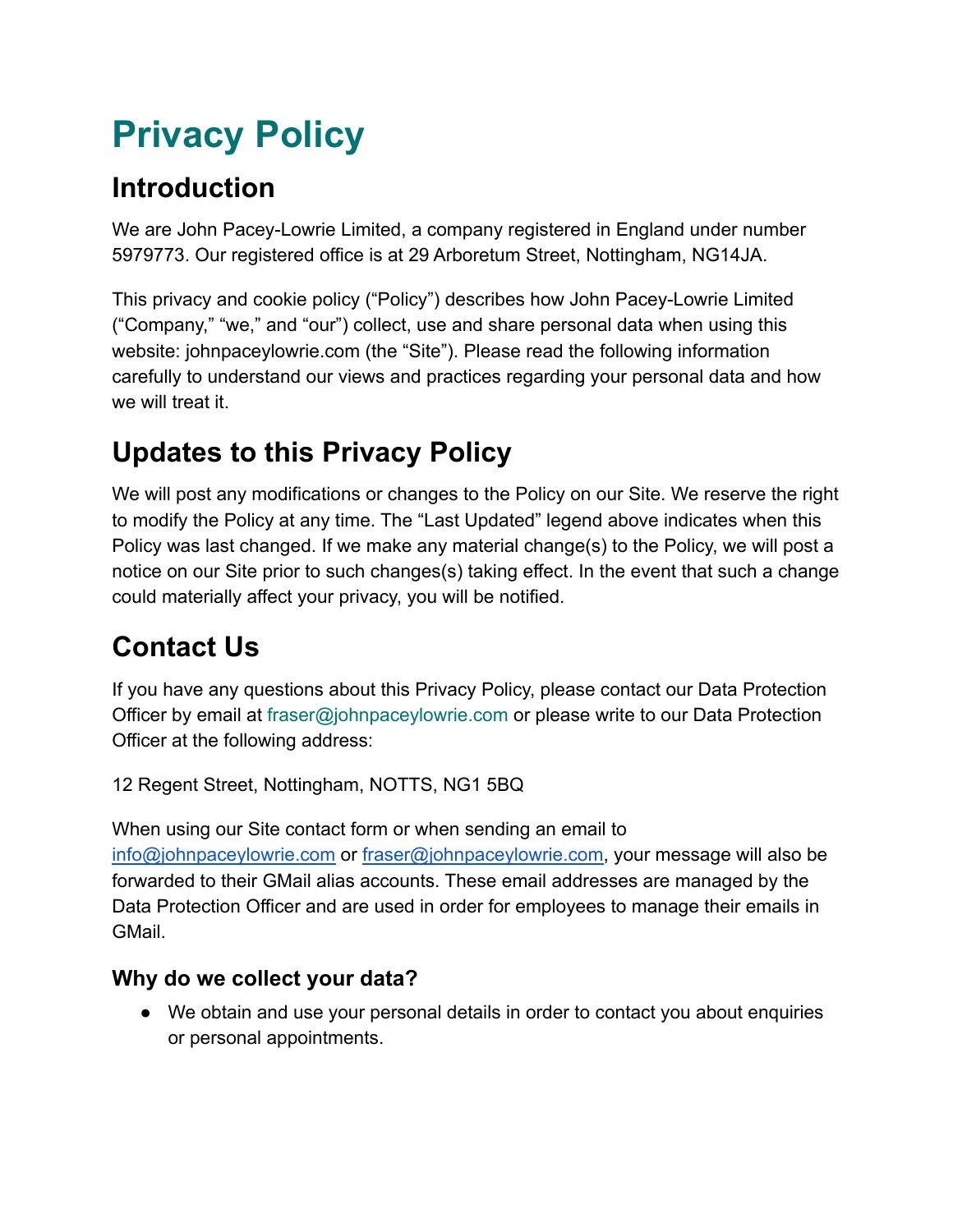# Privacy Policy

## Introduction

We are John Pacey-Lowrie Limited, a company registered in England under number 5979773. Our registered office is at 29 Arboretum Street, Nottingham, NG14JA.

This privacy and cookie policy ("Policy") describes how John Pacey-Lowrie Limited ("Company," "we," and "our") collect, use and share personal data when using this website: johnpaceylowrie.com (the "Site"). Please read the following information carefully to understand our views and practices regarding your personal data and how we will treat it.

## Updates to this Privacy Policy

We will post any modifications or changes to the Policy on our Site. We reserve the right to modify the Policy at any time. The "Last Updated" legend above indicates when this Policy was last changed. If we make any material change(s) to the Policy, we will post a notice on our Site prior to such changes(s) taking effect. In the event that such a change could materially affect your privacy, you will be notified.

## Contact Us

If you have any questions about this Privacy Policy, please contact our Data Protection Officer by email at fraser@johnpaceylowrie.com or please write to our Data Protection Officer at the following address:

12 Regent Street, Nottingham, NOTTS, NG1 5BQ

When using our Site contact form or when sending an email to info@johnpaceylowrie.com or fraser@johnpaceylowrie.com, your message will also be forwarded to their GMail alias accounts. These email addresses are managed by the Data Protection Officer and are used in order for employees to manage their emails in GMail.

### Why do we collect your data?

- We obtain and use your personal details in order to contact you about enquiries or personal appointments.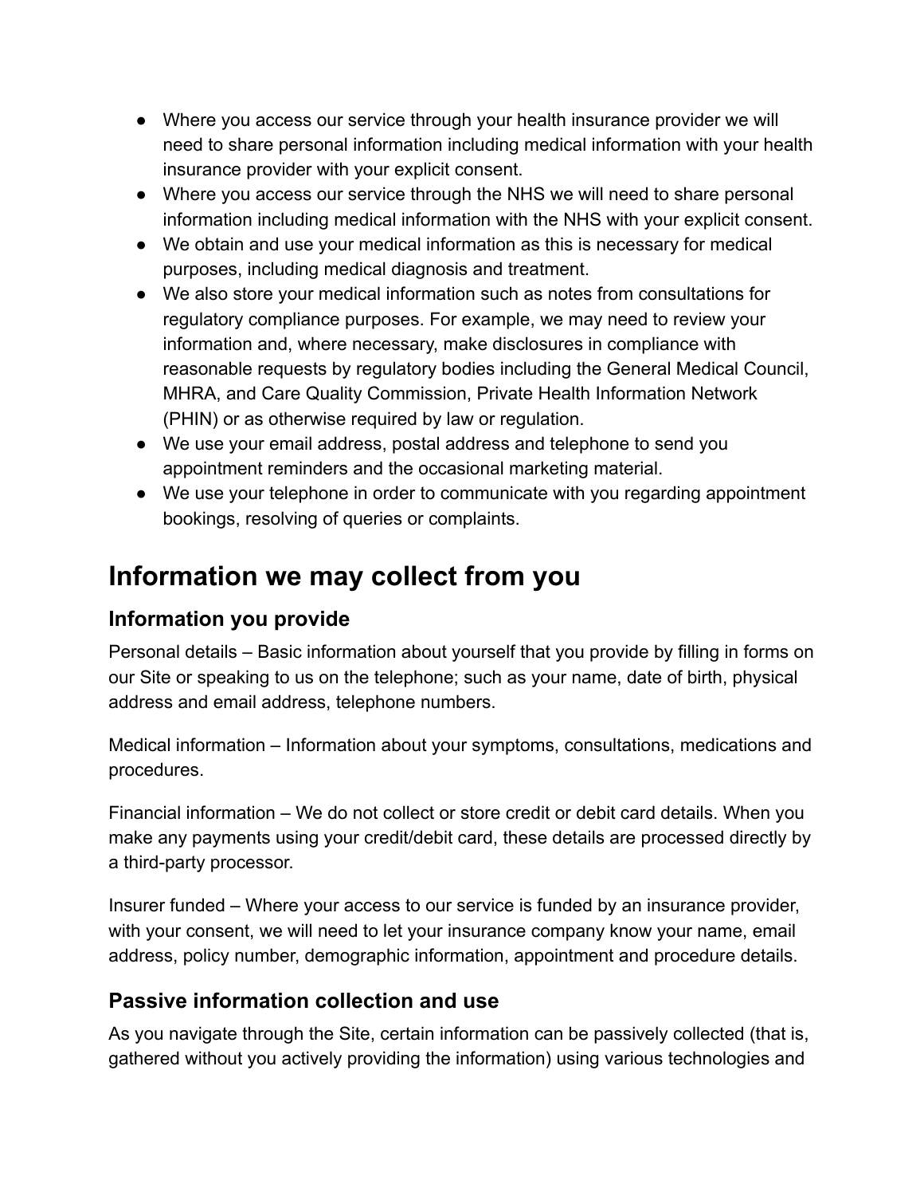- Where you access our service through your health insurance provider we will need to share personal information including medical information with your health insurance provider with your explicit consent.
- Where you access our service through the NHS we will need to share personal information including medical information with the NHS with your explicit consent.
- We obtain and use your medical information as this is necessary for medical purposes, including medical diagnosis and treatment.
- We also store your medical information such as notes from consultations for regulatory compliance purposes. For example, we may need to review your information and, where necessary, make disclosures in compliance with reasonable requests by regulatory bodies including the General Medical Council, MHRA, and Care Quality Commission, Private Health Information Network (PHIN) or as otherwise required by law or regulation.
- We use your email address, postal address and telephone to send you appointment reminders and the occasional marketing material.
- We use your telephone in order to communicate with you regarding appointment bookings, resolving of queries or complaints.

# Information we may collect from you

## Information you provide

Personal details – Basic information about yourself that you provide by filling in forms on our Site or speaking to us on the telephone; such as your name, date of birth, physical address and email address, telephone numbers.

Medical information – Information about your symptoms, consultations, medications and procedures.

Financial information – We do not collect or store credit or debit card details. When you make any payments using your credit/debit card, these details are processed directly by a third-party processor.

Insurer funded – Where your access to our service is funded by an insurance provider, with your consent, we will need to let your insurance company know your name, email address, policy number, demographic information, appointment and procedure details.

## Passive information collection and use

As you navigate through the Site, certain information can be passively collected (that is, gathered without you actively providing the information) using various technologies and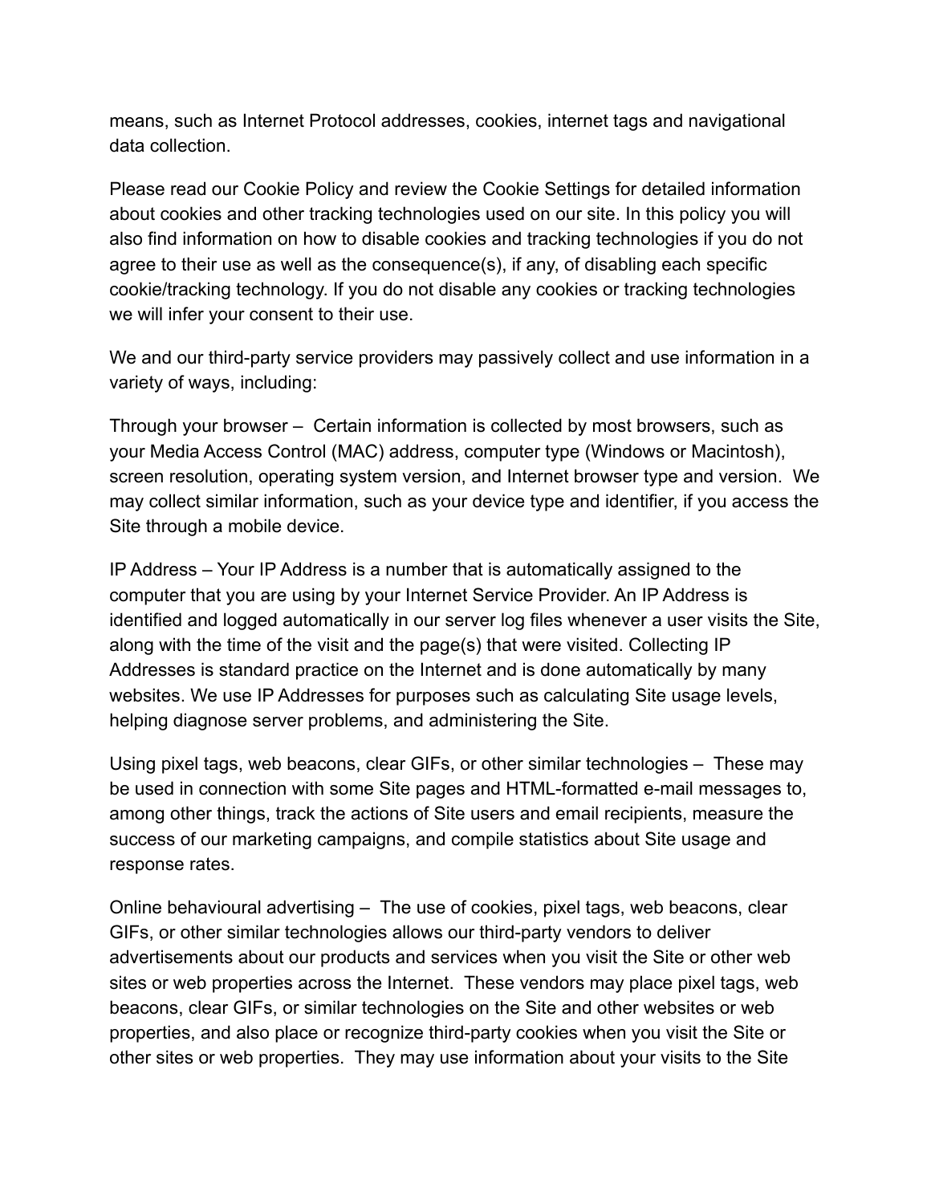means, such as Internet Protocol addresses, cookies, internet tags and navigational data collection.

Please read our Cookie Policy and review the Cookie Settings for detailed information about cookies and other tracking technologies used on our site. In this policy you will also find information on how to disable cookies and tracking technologies if you do not agree to their use as well as the consequence(s), if any, of disabling each specific cookie/tracking technology. If you do not disable any cookies or tracking technologies we will infer your consent to their use.

We and our third-party service providers may passively collect and use information in a variety of ways, including:

Through your browser – Certain information is collected by most browsers, such as your Media Access Control (MAC) address, computer type (Windows or Macintosh), screen resolution, operating system version, and Internet browser type and version. We may collect similar information, such as your device type and identifier, if you access the Site through a mobile device.

IP Address – Your IP Address is a number that is automatically assigned to the computer that you are using by your Internet Service Provider. An IP Address is identified and logged automatically in our server log files whenever a user visits the Site, along with the time of the visit and the page(s) that were visited. Collecting IP Addresses is standard practice on the Internet and is done automatically by many websites. We use IP Addresses for purposes such as calculating Site usage levels, helping diagnose server problems, and administering the Site.

Using pixel tags, web beacons, clear GIFs, or other similar technologies – These may be used in connection with some Site pages and HTML-formatted e-mail messages to, among other things, track the actions of Site users and email recipients, measure the success of our marketing campaigns, and compile statistics about Site usage and response rates.

Online behavioural advertising – The use of cookies, pixel tags, web beacons, clear GIFs, or other similar technologies allows our third-party vendors to deliver advertisements about our products and services when you visit the Site or other web sites or web properties across the Internet. These vendors may place pixel tags, web beacons, clear GIFs, or similar technologies on the Site and other websites or web properties, and also place or recognize third-party cookies when you visit the Site or other sites or web properties. They may use information about your visits to the Site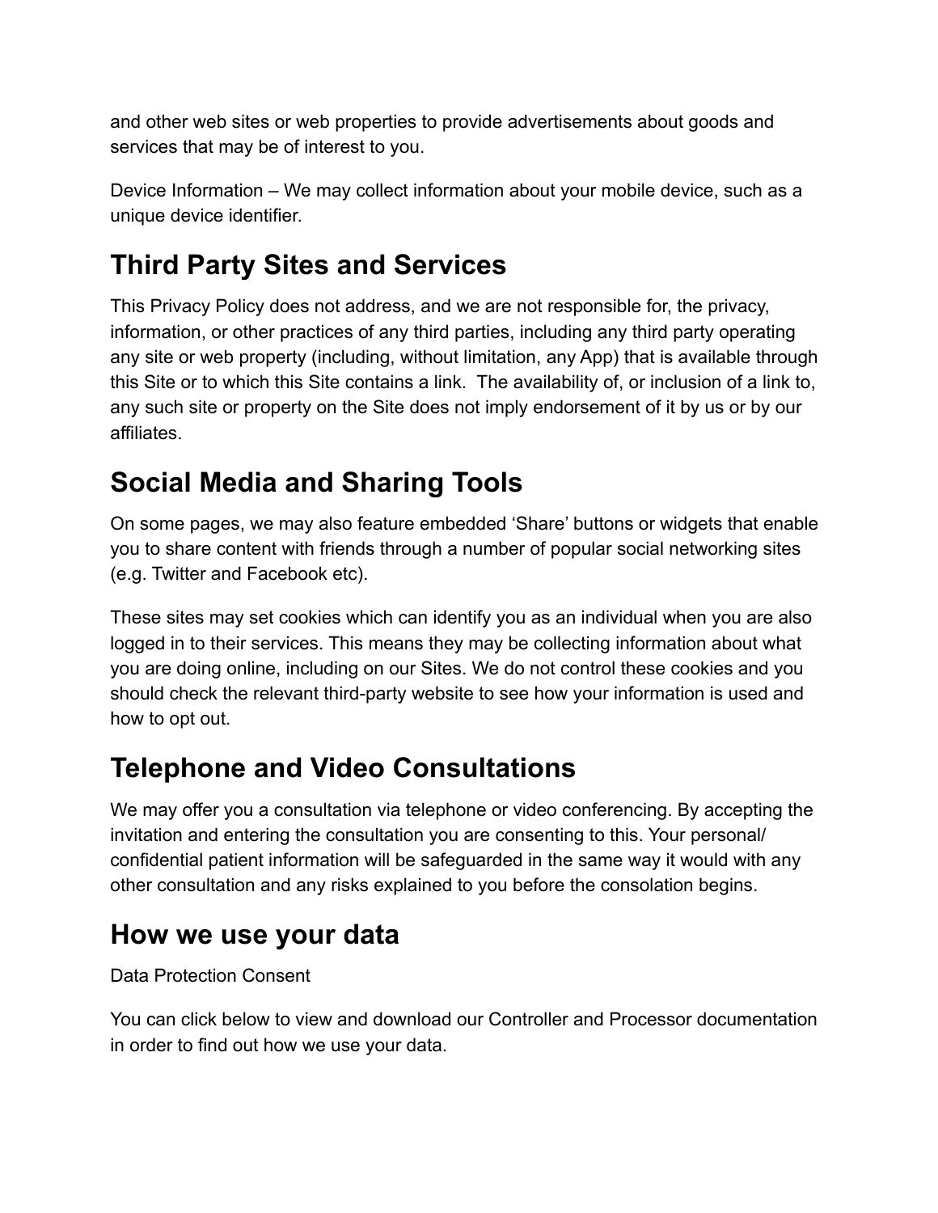and other web sites or web properties to provide advertisements about goods and services that may be of interest to you.

Device Information – We may collect information about your mobile device, such as a unique device identifier.

## Third Party Sites and Services

This Privacy Policy does not address, and we are not responsible for, the privacy, information, or other practices of any third parties, including any third party operating any site or web property (including, without limitation, any App) that is available through this Site or to which this Site contains a link. The availability of, or inclusion of a link to, any such site or property on the Site does not imply endorsement of it by us or by our affiliates.

## Social Media and Sharing Tools

On some pages, we may also feature embedded 'Share' buttons or widgets that enable you to share content with friends through a number of popular social networking sites (e.g. Twitter and Facebook etc).

These sites may set cookies which can identify you as an individual when you are also logged in to their services. This means they may be collecting information about what you are doing online, including on our Sites. We do not control these cookies and you should check the relevant third-party website to see how your information is used and how to opt out.

## Telephone and Video Consultations

We may offer you a consultation via telephone or video conferencing. By accepting the invitation and entering the consultation you are consenting to this. Your personal/ confidential patient information will be safeguarded in the same way it would with any other consultation and any risks explained to you before the consolation begins.

## How we use your data

Data Protection Consent

You can click below to view and download our Controller and Processor documentation in order to find out how we use your data.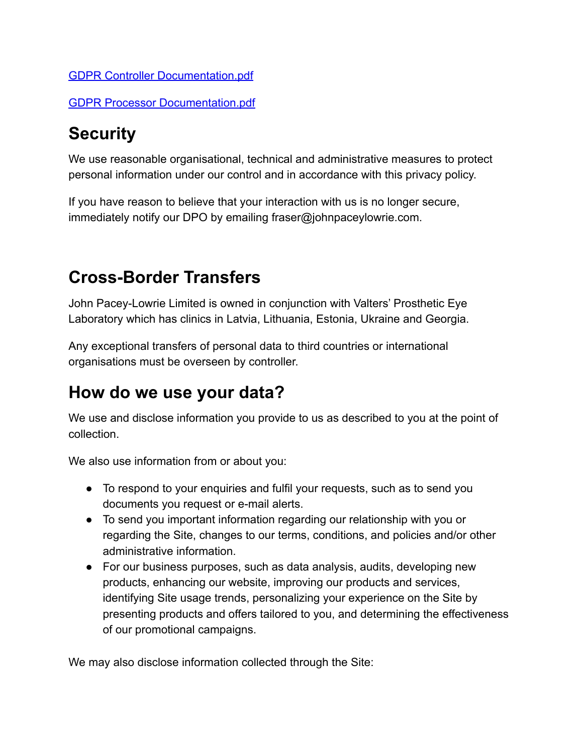[GDPR Controller Documentation.pdf]

[GDPR Processor Documentation.pdf]

## Security

We use reasonable organisational, technical and administrative measures to protect personal information under our control and in accordance with this privacy policy.

If you have reason to believe that your interaction with us is no longer secure, immediately notify our DPO by emailing fraser@johnpaceylowrie.com.

## Cross-Border Transfers

John Pacey-Lowrie Limited is owned in conjunction with Valters' Prosthetic Eye Laboratory which has clinics in Latvia, Lithuania, Estonia, Ukraine and Georgia.

Any exceptional transfers of personal data to third countries or international organisations must be overseen by controller.

## How do we use your data?

We use and disclose information you provide to us as described to you at the point of collection.

We also use information from or about you:

- To respond to your enquiries and fulfil your requests, such as to send you documents you request or e-mail alerts.
- To send you important information regarding our relationship with you or regarding the Site, changes to our terms, conditions, and policies and/or other administrative information.
- For our business purposes, such as data analysis, audits, developing new products, enhancing our website, improving our products and services, identifying Site usage trends, personalizing your experience on the Site by presenting products and offers tailored to you, and determining the effectiveness of our promotional campaigns.

We may also disclose information collected through the Site: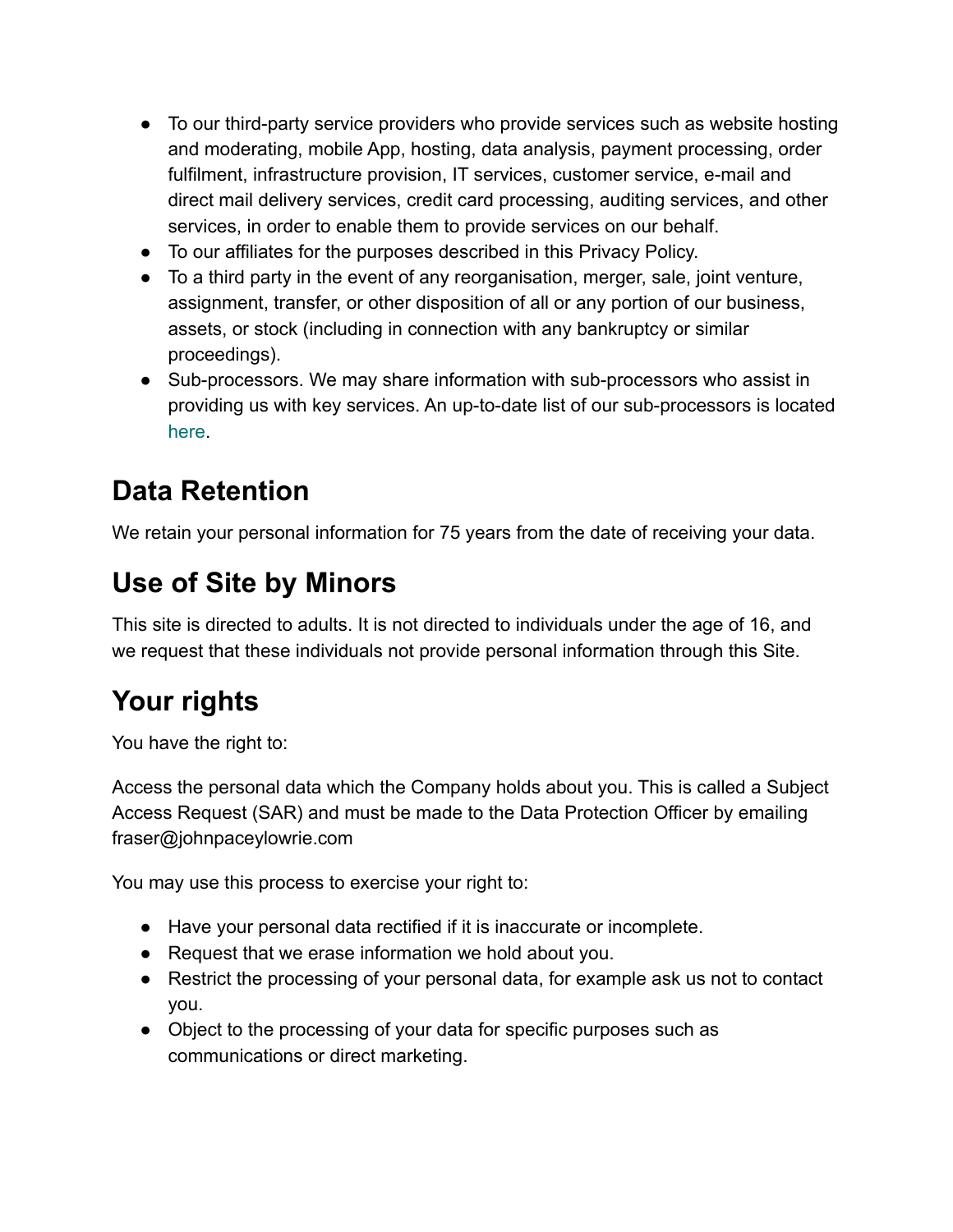- To our third-party service providers who provide services such as website hosting and moderating, mobile App, hosting, data analysis, payment processing, order fulfilment, infrastructure provision, IT services, customer service, e-mail and direct mail delivery services, credit card processing, auditing services, and other services, in order to enable them to provide services on our behalf.
- To our affiliates for the purposes described in this Privacy Policy.
- To a third party in the event of any reorganisation, merger, sale, joint venture, assignment, transfer, or other disposition of all or any portion of our business, assets, or stock (including in connection with any bankruptcy or similar proceedings).
- Sub-processors. We may share information with sub-processors who assist in providing us with key services. An up-to-date list of our sub-processors is located here.

## Data Retention

We retain your personal information for 75 years from the date of receiving your data.

## Use of Site by Minors

This site is directed to adults. It is not directed to individuals under the age of 16, and we request that these individuals not provide personal information through this Site.

## Your rights

You have the right to:

Access the personal data which the Company holds about you. This is called a Subject Access Request (SAR) and must be made to the Data Protection Officer by emailing fraser@johnpaceylowrie.com

You may use this process to exercise your right to:

- Have your personal data rectified if it is inaccurate or incomplete.
- Request that we erase information we hold about you.
- Restrict the processing of your personal data, for example ask us not to contact you.
- Object to the processing of your data for specific purposes such as communications or direct marketing.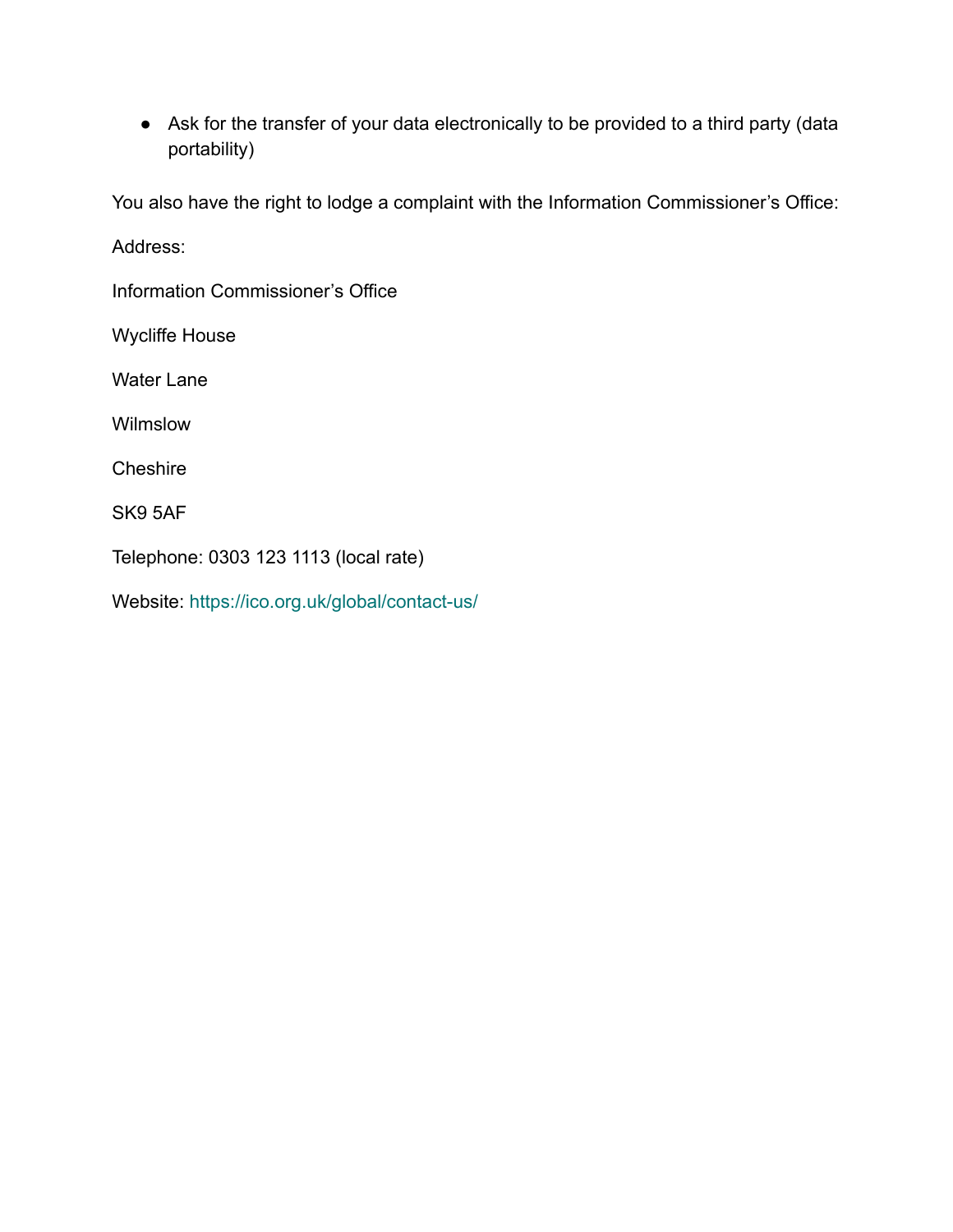- Ask for the transfer of your data electronically to be provided to a third party (data portability)

You also have the right to lodge a complaint with the Information Commissioner's Office:

Address:

Information Commissioner's Office

Wycliffe House

Water Lane

Wilmslow

Cheshire

SK9 5AF

Telephone: 0303 123 1113 (local rate)

Website: https://ico.org.uk/global/contact-us/